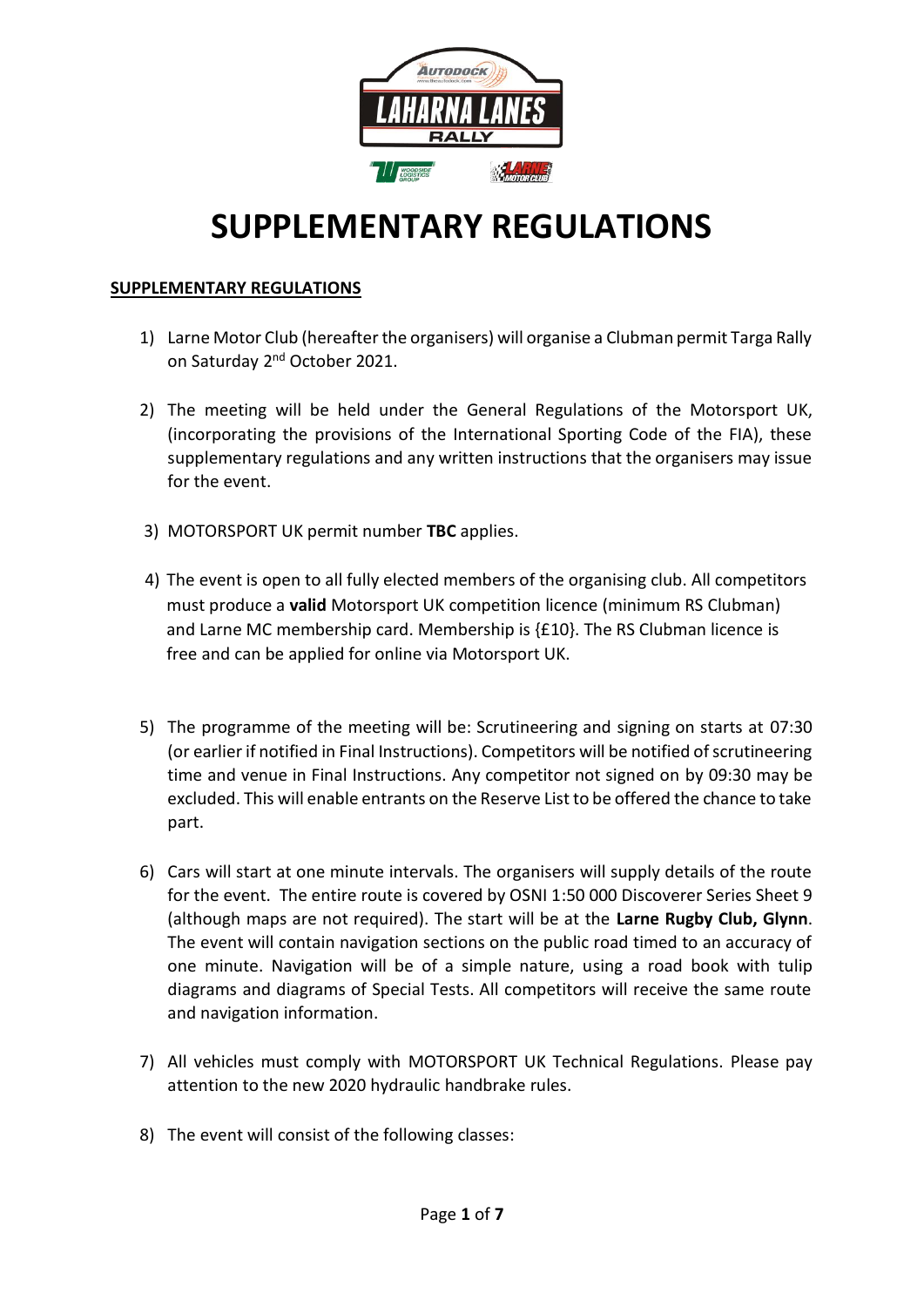# SUPPLEMENTARY REGULATIONS

## SUPPLEMENTARY REGULATIONS

1) Larne Motor Club (hereafter the organisers) will organise a Clubman permit Targa Rally on Saturday 2nd October 2021.

2) The meeting will be held under the General Regulations of the Motorsport UK, (incorporating the provisions of the International Sporting Code of the FIA), these supplementary regulations and any written instructions that the organisers may issue for the event.

3) MOTORSPORT UK permit number **TBC** applies.

4) The event is open to all fully elected members of the organising club. All competitors must produce a **valid** Motorsport UK competition licence (minimum RS Clubman) and Larne MC membership card. Membership is {£10}. The RS Clubman licence is free and can be applied for online via Motorsport UK.

5) The programme of the meeting will be: Scrutineering and signing on starts at 07:30 (or earlier if notified in Final Instructions). Competitors will be notified of scrutineering time and venue in Final Instructions. Any competitor not signed on by 09:30 may be excluded. This will enable entrants on the Reserve List to be offered the chance to take part.

6) Cars will start at one minute intervals. The organisers will supply details of the route for the event. The entire route is covered by OSNI 1:50 000 Discoverer Series Sheet 9 (although maps are not required). The start will be at the **Larne Rugby Club, Glynn**. The event will contain navigation sections on the public road timed to an accuracy of one minute. Navigation will be of a simple nature, using a road book with tulip diagrams and diagrams of Special Tests. All competitors will receive the same route and navigation information.

7) All vehicles must comply with MOTORSPORT UK Technical Regulations. Please pay attention to the new 2020 hydraulic handbrake rules.

8) The event will consist of the following classes: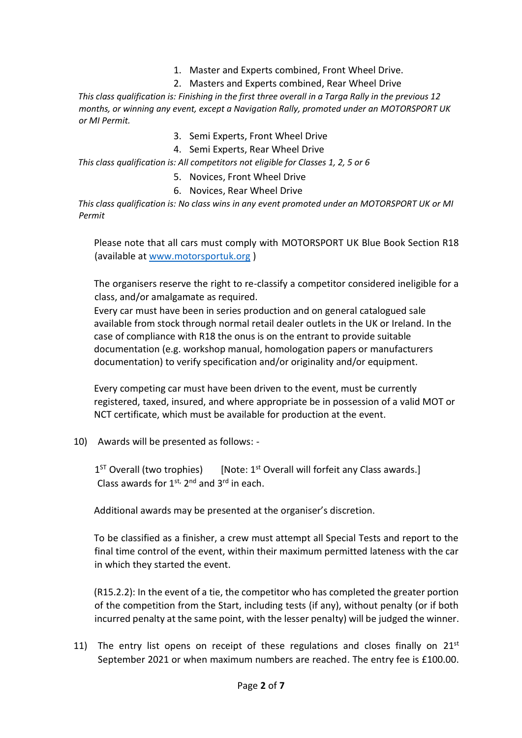1. Master and Experts combined, Front Wheel Drive.
2. Masters and Experts combined, Rear Wheel Drive

*This class qualification is: Finishing in the first three overall in a Targa Rally in the previous 12 months, or winning any event, except a Navigation Rally, promoted under an MOTORSPORT UK or MI Permit.*

3. Semi Experts, Front Wheel Drive
4. Semi Experts, Rear Wheel Drive

*This class qualification is: All competitors not eligible for Classes 1, 2, 5 or 6*

5. Novices, Front Wheel Drive
6. Novices, Rear Wheel Drive

*This class qualification is: No class wins in any event promoted under an MOTORSPORT UK or MI Permit*

Please note that all cars must comply with MOTORSPORT UK Blue Book Section R18 (available at [www.motorsportuk.org](http://www.motorsportuk.org) )

The organisers reserve the right to re-classify a competitor considered ineligible for a class, and/or amalgamate as required.
Every car must have been in series production and on general catalogued sale available from stock through normal retail dealer outlets in the UK or Ireland. In the case of compliance with R18 the onus is on the entrant to provide suitable documentation (e.g. workshop manual, homologation papers or manufacturers documentation) to verify specification and/or originality and/or equipment.

Every competing car must have been driven to the event, must be currently registered, taxed, insured, and where appropriate be in possession of a valid MOT or NCT certificate, which must be available for production at the event.

10) Awards will be presented as follows: -

1ST Overall (two trophies) [Note: 1st Overall will forfeit any Class awards.]
Class awards for 1st, 2nd and 3rd in each.

Additional awards may be presented at the organiser's discretion.

To be classified as a finisher, a crew must attempt all Special Tests and report to the final time control of the event, within their maximum permitted lateness with the car in which they started the event.

(R15.2.2): In the event of a tie, the competitor who has completed the greater portion of the competition from the Start, including tests (if any), without penalty (or if both incurred penalty at the same point, with the lesser penalty) will be judged the winner.

11) The entry list opens on receipt of these regulations and closes finally on 21st September 2021 or when maximum numbers are reached. The entry fee is £100.00.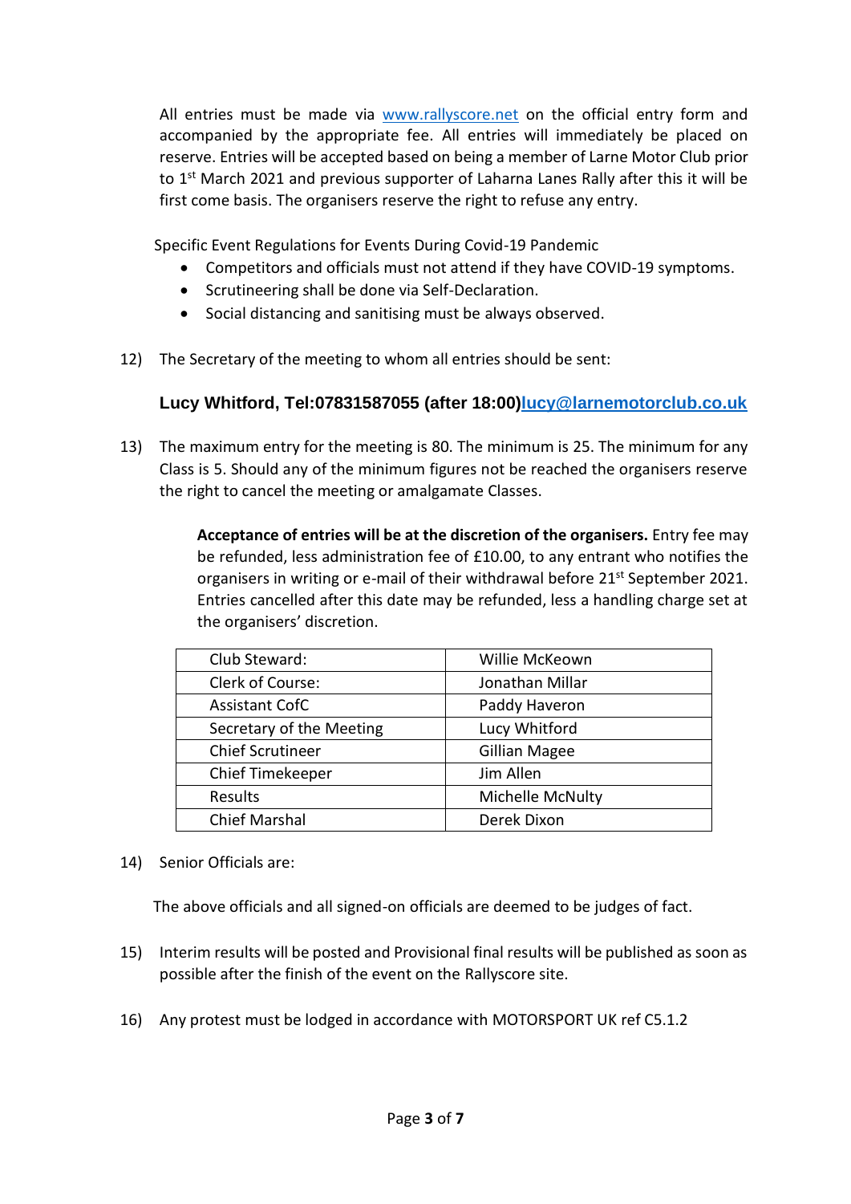All entries must be made via www.rallyscore.net on the official entry form and accompanied by the appropriate fee. All entries will immediately be placed on reserve. Entries will be accepted based on being a member of Larne Motor Club prior to 1st March 2021 and previous supporter of Laharna Lanes Rally after this it will be first come basis. The organisers reserve the right to refuse any entry.

Specific Event Regulations for Events During Covid-19 Pandemic

- Competitors and officials must not attend if they have COVID-19 symptoms.
- Scrutineering shall be done via Self-Declaration.
- Social distancing and sanitising must be always observed.

12) The Secretary of the meeting to whom all entries should be sent:

**Lucy Whitford, Tel:07831587055 (after 18:00)lucy@larnemotorclub.co.uk**

13) The maximum entry for the meeting is 80. The minimum is 25. The minimum for any Class is 5. Should any of the minimum figures not be reached the organisers reserve the right to cancel the meeting or amalgamate Classes.

    **Acceptance of entries will be at the discretion of the organisers.** Entry fee may be refunded, less administration fee of £10.00, to any entrant who notifies the organisers in writing or e-mail of their withdrawal before 21st September 2021. Entries cancelled after this date may be refunded, less a handling charge set at the organisers' discretion.

| | |
|---|---|
| Club Steward: | Willie McKeown |
| Clerk of Course: | Jonathan Millar |
| Assistant CofC | Paddy Haveron |
| Secretary of the Meeting | Lucy Whitford |
| Chief Scrutineer | Gillian Magee |
| Chief Timekeeper | Jim Allen |
| Results | Michelle McNulty |
| Chief Marshal | Derek Dixon |

14) Senior Officials are:

The above officials and all signed-on officials are deemed to be judges of fact.

15) Interim results will be posted and Provisional final results will be published as soon as possible after the finish of the event on the Rallyscore site.

16) Any protest must be lodged in accordance with MOTORSPORT UK ref C5.1.2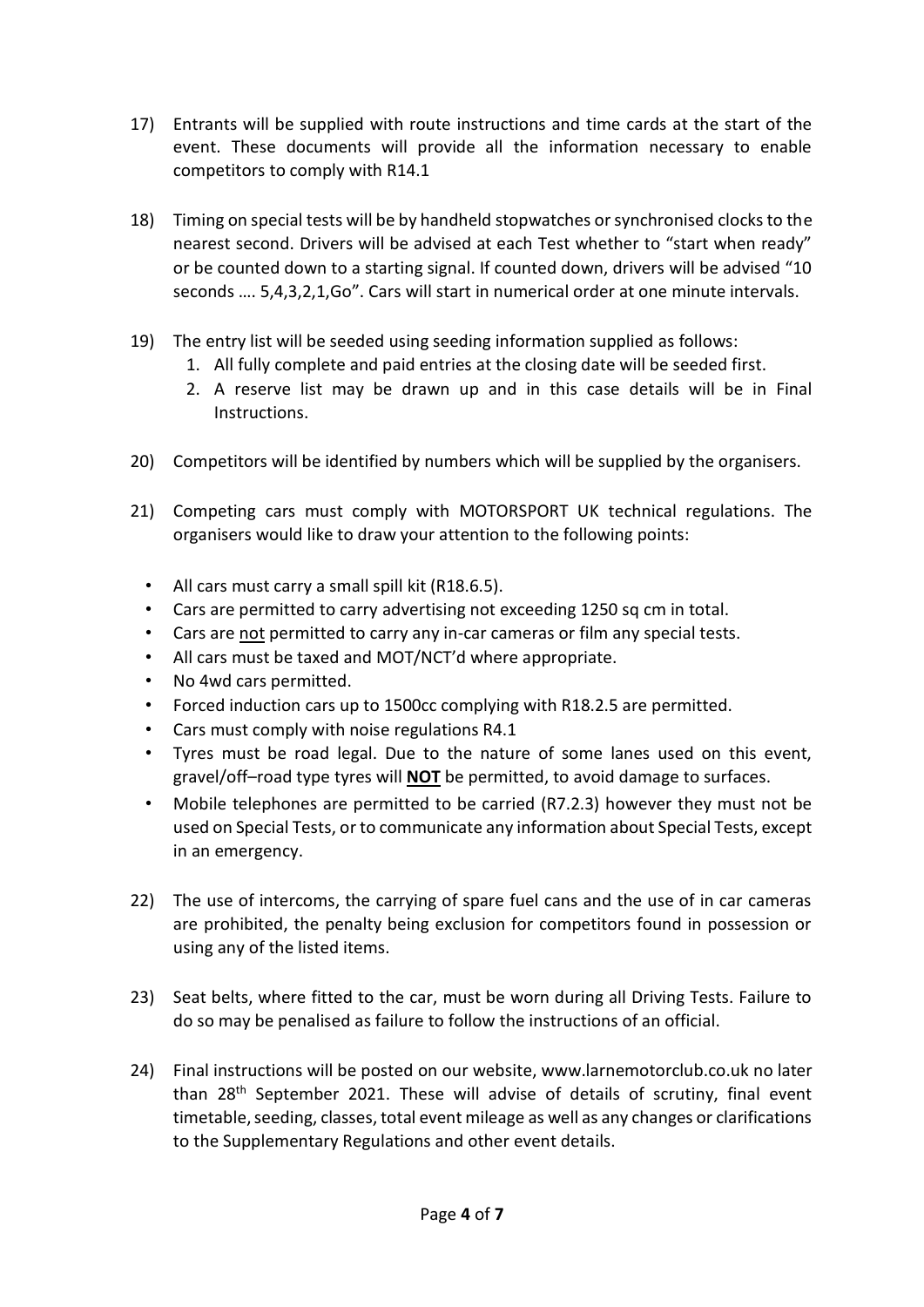17) Entrants will be supplied with route instructions and time cards at the start of the event. These documents will provide all the information necessary to enable competitors to comply with R14.1

18) Timing on special tests will be by handheld stopwatches or synchronised clocks to the nearest second. Drivers will be advised at each Test whether to "start when ready" or be counted down to a starting signal. If counted down, drivers will be advised "10 seconds …. 5,4,3,2,1,Go". Cars will start in numerical order at one minute intervals.

19) The entry list will be seeded using seeding information supplied as follows:
    1. All fully complete and paid entries at the closing date will be seeded first.
    2. A reserve list may be drawn up and in this case details will be in Final Instructions.

20) Competitors will be identified by numbers which will be supplied by the organisers.

21) Competing cars must comply with MOTORSPORT UK technical regulations. The organisers would like to draw your attention to the following points:

    - All cars must carry a small spill kit (R18.6.5).
    - Cars are permitted to carry advertising not exceeding 1250 sq cm in total.
    - Cars are <u>not</u> permitted to carry any in-car cameras or film any special tests.
    - All cars must be taxed and MOT/NCT'd where appropriate.
    - No 4wd cars permitted.
    - Forced induction cars up to 1500cc complying with R18.2.5 are permitted.
    - Cars must comply with noise regulations R4.1
    - Tyres must be road legal. Due to the nature of some lanes used on this event, gravel/off–road type tyres will <u>**NOT**</u> be permitted, to avoid damage to surfaces.
    - Mobile telephones are permitted to be carried (R7.2.3) however they must not be used on Special Tests, or to communicate any information about Special Tests, except in an emergency.

22) The use of intercoms, the carrying of spare fuel cans and the use of in car cameras are prohibited, the penalty being exclusion for competitors found in possession or using any of the listed items.

23) Seat belts, where fitted to the car, must be worn during all Driving Tests. Failure to do so may be penalised as failure to follow the instructions of an official.

24) Final instructions will be posted on our website, www.larnemotorclub.co.uk no later than 28th September 2021. These will advise of details of scrutiny, final event timetable, seeding, classes, total event mileage as well as any changes or clarifications to the Supplementary Regulations and other event details.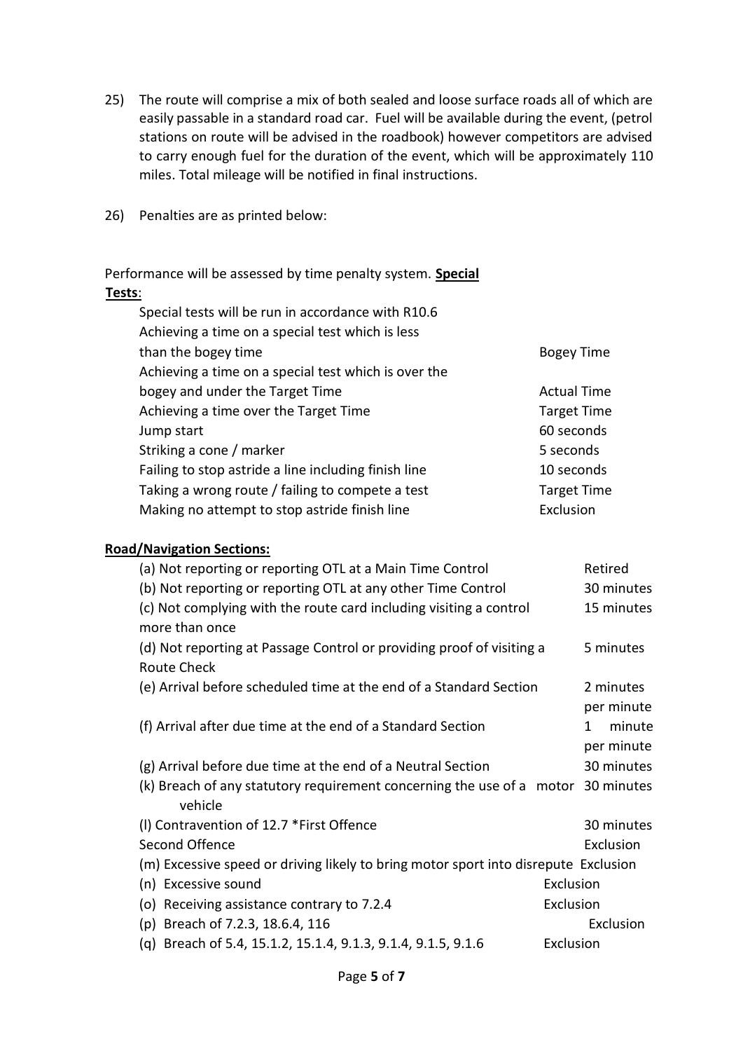25) The route will comprise a mix of both sealed and loose surface roads all of which are easily passable in a standard road car. Fuel will be available during the event, (petrol stations on route will be advised in the roadbook) however competitors are advised to carry enough fuel for the duration of the event, which will be approximately 110 miles. Total mileage will be notified in final instructions.

26) Penalties are as printed below:

Performance will be assessed by time penalty system. **Special Tests**:

| | |
|---|---|
| Special tests will be run in accordance with R10.6 | |
| Achieving a time on a special test which is less than the bogey time | Bogey Time |
| Achieving a time on a special test which is over the bogey and under the Target Time | Actual Time |
| Achieving a time over the Target Time | Target Time |
| Jump start | 60 seconds |
| Striking a cone / marker | 5 seconds |
| Failing to stop astride a line including finish line | 10 seconds |
| Taking a wrong route / failing to compete a test | Target Time |
| Making no attempt to stop astride finish line | Exclusion |

**Road/Navigation Sections:**

| | |
|---|---|
| (a) Not reporting or reporting OTL at a Main Time Control | Retired |
| (b) Not reporting or reporting OTL at any other Time Control | 30 minutes |
| (c) Not complying with the route card including visiting a control more than once | 15 minutes |
| (d) Not reporting at Passage Control or providing proof of visiting a Route Check | 5 minutes |
| (e) Arrival before scheduled time at the end of a Standard Section | 2 minutes per minute |
| (f) Arrival after due time at the end of a Standard Section | 1 minute per minute |
| (g) Arrival before due time at the end of a Neutral Section | 30 minutes |
| (k) Breach of any statutory requirement concerning the use of a motor vehicle | 30 minutes |
| (l) Contravention of 12.7 *First Offence | 30 minutes |
| Second Offence | Exclusion |
| (m) Excessive speed or driving likely to bring motor sport into disrepute | Exclusion |
| (n) Excessive sound | Exclusion |
| (o) Receiving assistance contrary to 7.2.4 | Exclusion |
| (p) Breach of 7.2.3, 18.6.4, 116 | Exclusion |
| (q) Breach of 5.4, 15.1.2, 15.1.4, 9.1.3, 9.1.4, 9.1.5, 9.1.6 | Exclusion |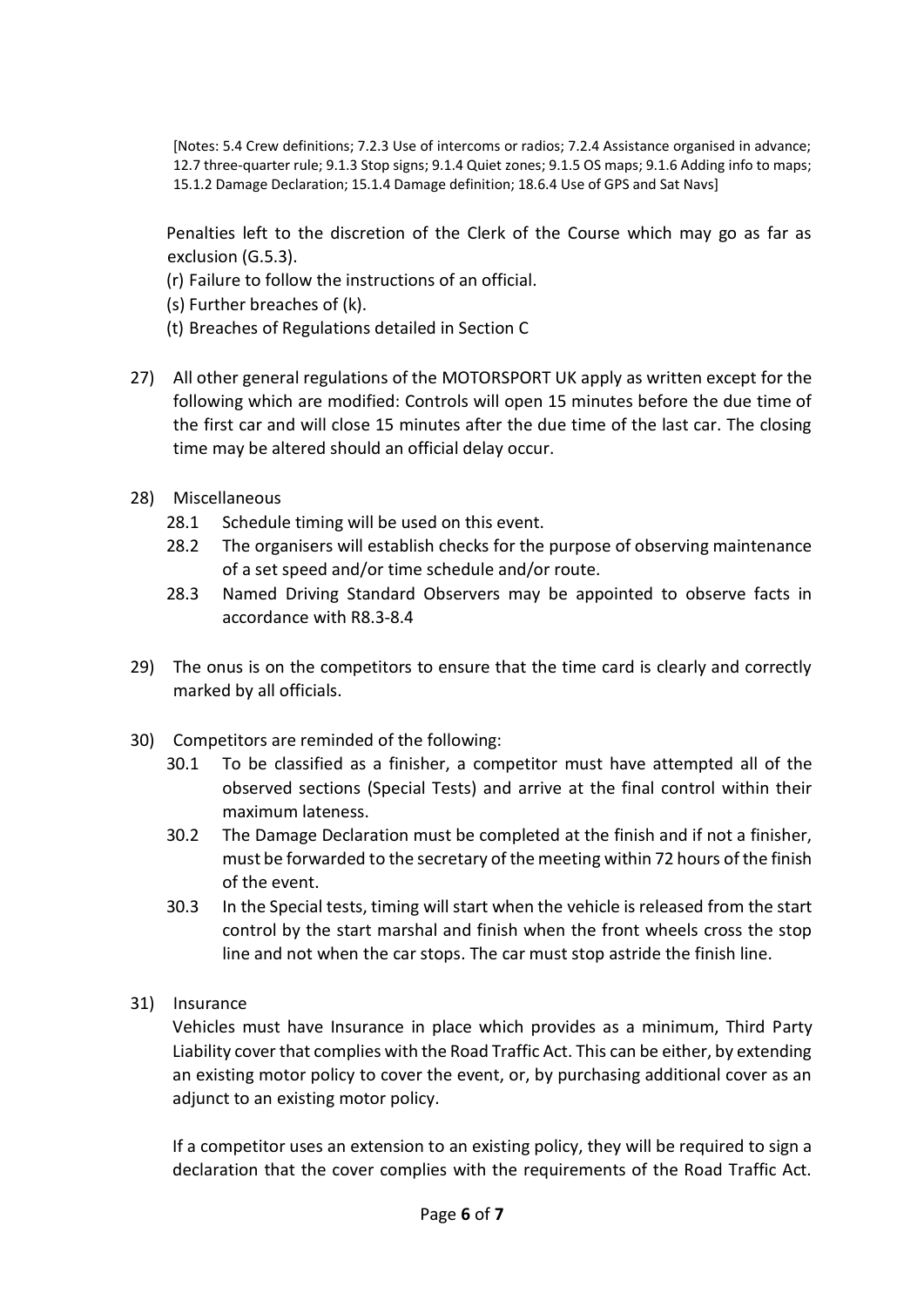[Notes: 5.4 Crew definitions; 7.2.3 Use of intercoms or radios; 7.2.4 Assistance organised in advance; 12.7 three-quarter rule; 9.1.3 Stop signs; 9.1.4 Quiet zones; 9.1.5 OS maps; 9.1.6 Adding info to maps; 15.1.2 Damage Declaration; 15.1.4 Damage definition; 18.6.4 Use of GPS and Sat Navs]

Penalties left to the discretion of the Clerk of the Course which may go as far as exclusion (G.5.3).

(r) Failure to follow the instructions of an official.
(s) Further breaches of (k).
(t) Breaches of Regulations detailed in Section C

27) All other general regulations of the MOTORSPORT UK apply as written except for the following which are modified: Controls will open 15 minutes before the due time of the first car and will close 15 minutes after the due time of the last car. The closing time may be altered should an official delay occur.

28) Miscellaneous

28.1 Schedule timing will be used on this event.

28.2 The organisers will establish checks for the purpose of observing maintenance of a set speed and/or time schedule and/or route.

28.3 Named Driving Standard Observers may be appointed to observe facts in accordance with R8.3-8.4

29) The onus is on the competitors to ensure that the time card is clearly and correctly marked by all officials.

30) Competitors are reminded of the following:

30.1 To be classified as a finisher, a competitor must have attempted all of the observed sections (Special Tests) and arrive at the final control within their maximum lateness.

30.2 The Damage Declaration must be completed at the finish and if not a finisher, must be forwarded to the secretary of the meeting within 72 hours of the finish of the event.

30.3 In the Special tests, timing will start when the vehicle is released from the start control by the start marshal and finish when the front wheels cross the stop line and not when the car stops. The car must stop astride the finish line.

31) Insurance

Vehicles must have Insurance in place which provides as a minimum, Third Party Liability cover that complies with the Road Traffic Act. This can be either, by extending an existing motor policy to cover the event, or, by purchasing additional cover as an adjunct to an existing motor policy.

If a competitor uses an extension to an existing policy, they will be required to sign a declaration that the cover complies with the requirements of the Road Traffic Act.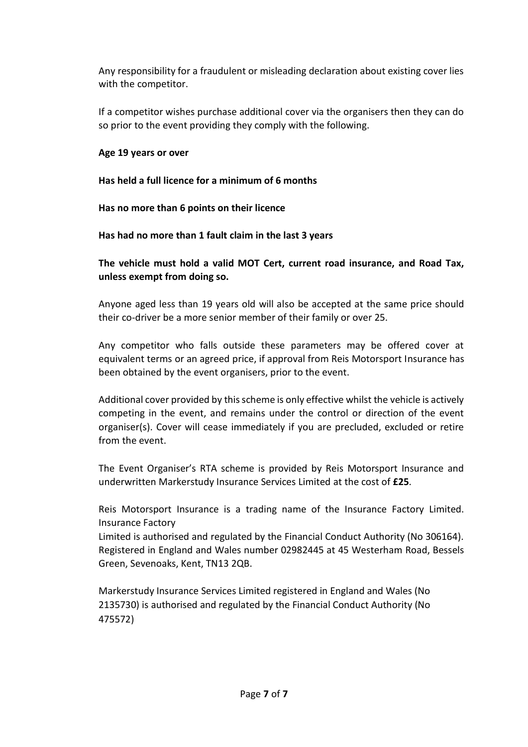Any responsibility for a fraudulent or misleading declaration about existing cover lies with the competitor.

If a competitor wishes purchase additional cover via the organisers then they can do so prior to the event providing they comply with the following.

**Age 19 years or over**

**Has held a full licence for a minimum of 6 months**

**Has no more than 6 points on their licence**

**Has had no more than 1 fault claim in the last 3 years**

**The vehicle must hold a valid MOT Cert, current road insurance, and Road Tax, unless exempt from doing so.**

Anyone aged less than 19 years old will also be accepted at the same price should their co-driver be a more senior member of their family or over 25.

Any competitor who falls outside these parameters may be offered cover at equivalent terms or an agreed price, if approval from Reis Motorsport Insurance has been obtained by the event organisers, prior to the event.

Additional cover provided by this scheme is only effective whilst the vehicle is actively competing in the event, and remains under the control or direction of the event organiser(s). Cover will cease immediately if you are precluded, excluded or retire from the event.

The Event Organiser's RTA scheme is provided by Reis Motorsport Insurance and underwritten Markerstudy Insurance Services Limited at the cost of **£25**.

Reis Motorsport Insurance is a trading name of the Insurance Factory Limited. Insurance Factory
Limited is authorised and regulated by the Financial Conduct Authority (No 306164). Registered in England and Wales number 02982445 at 45 Westerham Road, Bessels Green, Sevenoaks, Kent, TN13 2QB.

Markerstudy Insurance Services Limited registered in England and Wales (No 2135730) is authorised and regulated by the Financial Conduct Authority (No 475572)